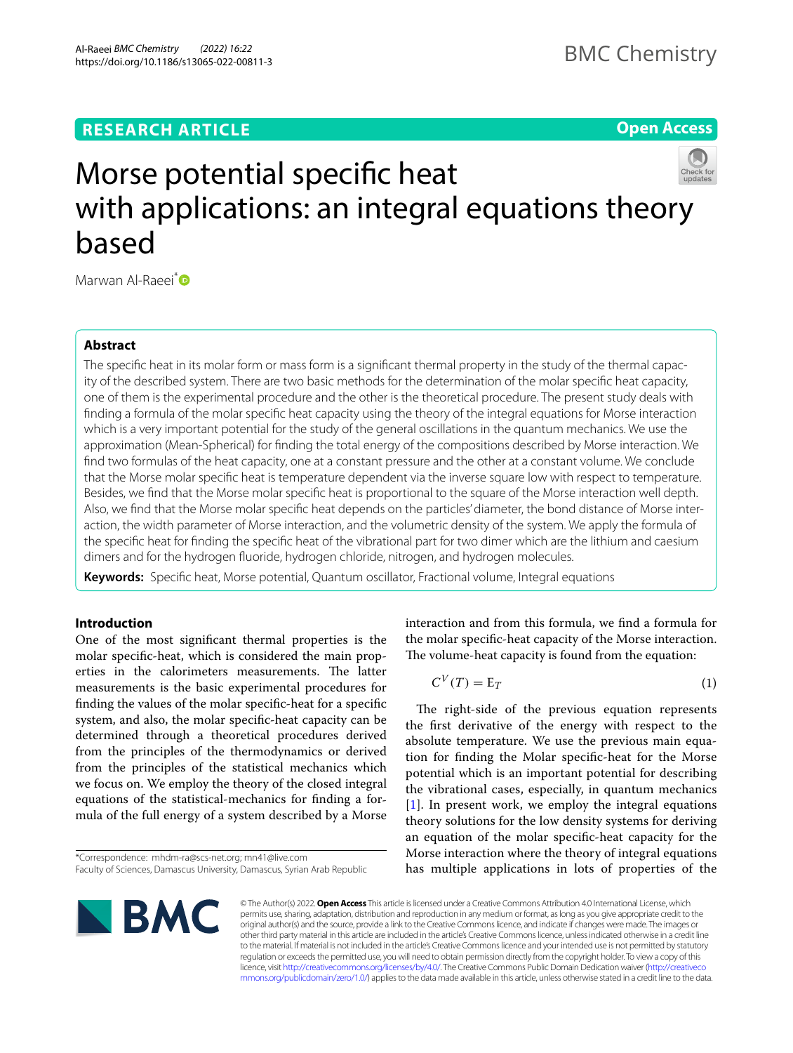RESEARCH ARTICLE

Open Access

# Morse potential specific heat with applications: an integral equations theory based

Marwan Al-Raeei*

## Abstract

The specific heat in its molar form or mass form is a significant thermal property in the study of the thermal capacity of the described system. There are two basic methods for the determination of the molar specific heat capacity, one of them is the experimental procedure and the other is the theoretical procedure. The present study deals with finding a formula of the molar specific heat capacity using the theory of the integral equations for Morse interaction which is a very important potential for the study of the general oscillations in the quantum mechanics. We use the approximation (Mean-Spherical) for finding the total energy of the compositions described by Morse interaction. We find two formulas of the heat capacity, one at a constant pressure and the other at a constant volume. We conclude that the Morse molar specific heat is temperature dependent via the inverse square low with respect to temperature. Besides, we find that the Morse molar specific heat is proportional to the square of the Morse interaction well depth. Also, we find that the Morse molar specific heat depends on the particles' diameter, the bond distance of Morse interaction, the width parameter of Morse interaction, and the volumetric density of the system. We apply the formula of the specific heat for finding the specific heat of the vibrational part for two dimer which are the lithium and caesium dimers and for the hydrogen fluoride, hydrogen chloride, nitrogen, and hydrogen molecules.

**Keywords:** Specific heat, Morse potential, Quantum oscillator, Fractional volume, Integral equations

## Introduction

One of the most significant thermal properties is the molar specific-heat, which is considered the main properties in the calorimeters measurements. The latter measurements is the basic experimental procedures for finding the values of the molar specific-heat for a specific system, and also, the molar specific-heat capacity can be determined through a theoretical procedures derived from the principles of the thermodynamics or derived from the principles of the statistical mechanics which we focus on. We employ the theory of the closed integral equations of the statistical-mechanics for finding a formula of the full energy of a system described by a Morse interaction and from this formula, we find a formula for the molar specific-heat capacity of the Morse interaction. The volume-heat capacity is found from the equation:

$$C^{V}(T) = \mathrm{E}_{T} \tag{1}$$

The right-side of the previous equation represents the first derivative of the energy with respect to the absolute temperature. We use the previous main equation for finding the Molar specific-heat for the Morse potential which is an important potential for describing the vibrational cases, especially, in quantum mechanics [1]. In present work, we employ the integral equations theory solutions for the low density systems for deriving an equation of the molar specific-heat capacity for the Morse interaction where the theory of integral equations has multiple applications in lots of properties of the

*Correspondence: mhdm-ra@scs-net.org; mn41@live.com
Faculty of Sciences, Damascus University, Damascus, Syrian Arab Republic

© The Author(s) 2022. **Open Access** This article is licensed under a Creative Commons Attribution 4.0 International License, which permits use, sharing, adaptation, distribution and reproduction in any medium or format, as long as you give appropriate credit to the original author(s) and the source, provide a link to the Creative Commons licence, and indicate if changes were made. The images or other third party material in this article are included in the article's Creative Commons licence, unless indicated otherwise in a credit line to the material. If material is not included in the article's Creative Commons licence and your intended use is not permitted by statutory regulation or exceeds the permitted use, you will need to obtain permission directly from the copyright holder. To view a copy of this licence, visit http://creativecommons.org/licenses/by/4.0/. The Creative Commons Public Domain Dedication waiver (http://creativecommons.org/publicdomain/zero/1.0/) applies to the data made available in this article, unless otherwise stated in a credit line to the data.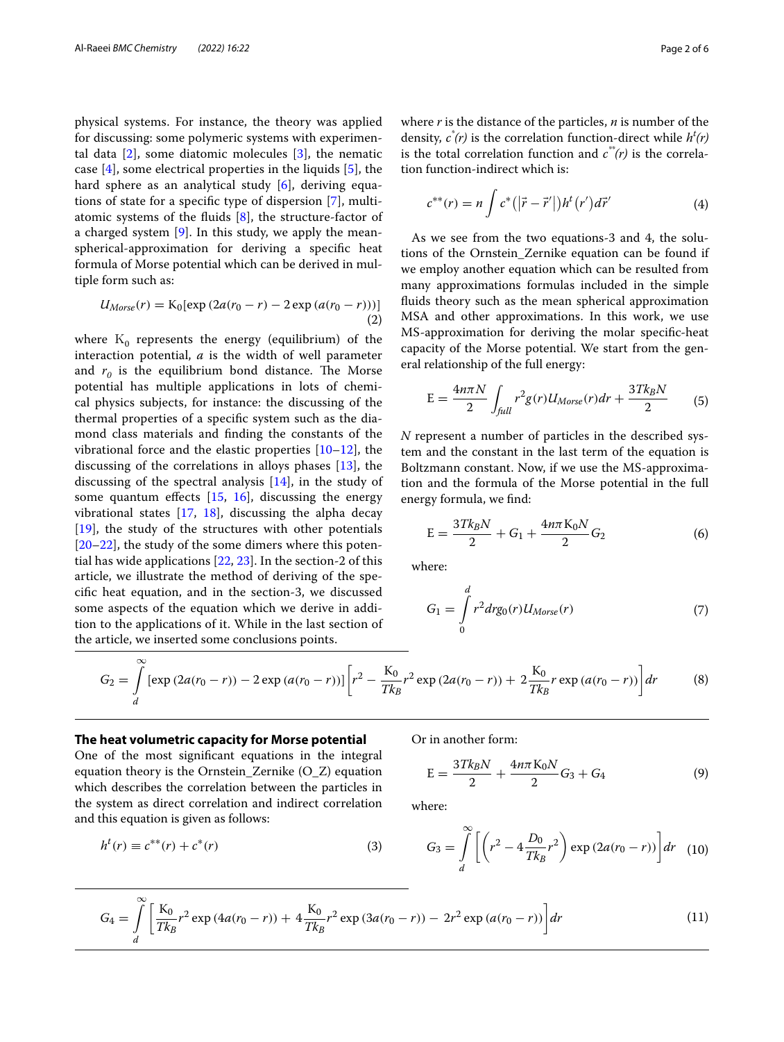physical systems. For instance, the theory was applied for discussing: some polymeric systems with experimental data [2], some diatomic molecules [3], the nematic case [4], some electrical properties in the liquids [5], the hard sphere as an analytical study [6], deriving equations of state for a specific type of dispersion [7], multi-atomic systems of the fluids [8], the structure-factor of a charged system [9]. In this study, we apply the mean-spherical-approximation for deriving a specific heat formula of Morse potential which can be derived in multiple form such as:

$$U_{Morse}(r) = \mathrm{K}_0[\exp(2a(r_0 - r) - 2\exp(a(r_0 - r)))] \tag{2}$$

where $\mathrm{K}_0$ represents the energy (equilibrium) of the interaction potential, $a$ is the width of well parameter and $r_0$ is the equilibrium bond distance. The Morse potential has multiple applications in lots of chemical physics subjects, for instance: the discussing of the thermal properties of a specific system such as the diamond class materials and finding the constants of the vibrational force and the elastic properties [10–12], the discussing of the correlations in alloys phases [13], the discussing of the spectral analysis [14], in the study of some quantum effects [15, 16], discussing the energy vibrational states [17, 18], discussing the alpha decay [19], the study of the structures with other potentials [20–22], the study of the some dimers where this potential has wide applications [22, 23]. In the section-2 of this article, we illustrate the method of deriving of the specific heat equation, and in the section-3, we discussed some aspects of the equation which we derive in addition to the applications of it. While in the last section of the article, we inserted some conclusions points.

$$G_2 = \int_d^{\infty} [\exp(2a(r_0 - r)) - 2\exp(a(r_0 - r))]\left[r^2 - \frac{\mathrm{K}_0}{Tk_B}r^2\exp(2a(r_0 - r)) + 2\frac{\mathrm{K}_0}{Tk_B}r\exp(a(r_0 - r))\right]dr \tag{8}$$

## The heat volumetric capacity for Morse potential

One of the most significant equations in the integral equation theory is the Ornstein_Zernike (O_Z) equation which describes the correlation between the particles in the system as direct correlation and indirect correlation and this equation is given as follows:

$$h^t(r) \equiv c^{**}(r) + c^*(r) \tag{3}$$

where $r$ is the distance of the particles, $n$ is number of the density, $c^*(r)$ is the correlation function-direct while $h^t(r)$ is the total correlation function and $c^{**}(r)$ is the correlation function-indirect which is:

$$c^{**}(r) = n\int c^*\left(\left|\vec{r} - \vec{r}'\right|\right)h^t\left(r'\right)d\vec{r}' \tag{4}$$

As we see from the two equations-3 and 4, the solutions of the Ornstein_Zernike equation can be found if we employ another equation which can be resulted from many approximations formulas included in the simple fluids theory such as the mean spherical approximation MSA and other approximations. In this work, we use MS-approximation for deriving the molar specific-heat capacity of the Morse potential. We start from the general relationship of the full energy:

$$\mathrm{E} = \frac{4n\pi N}{2}\int_{full} r^2 g(r)U_{Morse}(r)dr + \frac{3Tk_B N}{2} \tag{5}$$

$N$ represent a number of particles in the described system and the constant in the last term of the equation is Boltzmann constant. Now, if we use the MS-approximation and the formula of the Morse potential in the full energy formula, we find:

$$\mathrm{E} = \frac{3Tk_B N}{2} + G_1 + \frac{4n\pi\mathrm{K}_0 N}{2}G_2 \tag{6}$$

where:

$$G_1 = \int_0^d r^2 dr g_0(r)U_{Morse}(r) \tag{7}$$

Or in another form:

$$\mathrm{E} = \frac{3Tk_B N}{2} + \frac{4n\pi\mathrm{K}_0 N}{2}G_3 + G_4 \tag{9}$$

where:

$$G_3 = \int_d^{\infty}\left[\left(r^2 - 4\frac{D_0}{Tk_B}r^2\right)\exp(2a(r_0 - r))\right]dr \tag{10}$$

$$G_4 = \int_d^{\infty}\left[\frac{\mathrm{K}_0}{Tk_B}r^2\exp(4a(r_0 - r)) + 4\frac{\mathrm{K}_0}{Tk_B}r^2\exp(3a(r_0 - r)) - 2r^2\exp(a(r_0 - r))\right]dr \tag{11}$$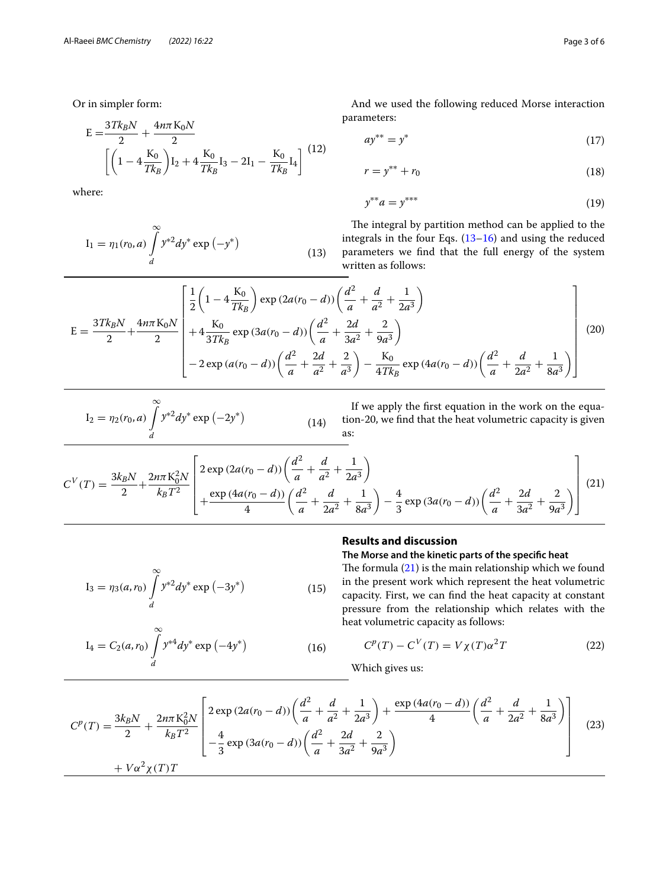Or in simpler form:

$$E = \frac{3Tk_BN}{2} + \frac{4n\pi K_0 N}{2}\left[\left(1 - 4\frac{K_0}{Tk_B}\right)I_2 + 4\frac{K_0}{Tk_B}I_3 - 2I_1 - \frac{K_0}{Tk_B}I_4\right] \tag{12}$$

where:

$$I_1 = \eta_1(r_0, a)\int_d^\infty y^{*2}dy^* \exp\left(-y^*\right) \tag{13}$$

$$I_2 = \eta_2(r_0, a)\int_d^\infty y^{*2}dy^* \exp\left(-2y^*\right) \tag{14}$$

$$I_3 = \eta_3(a, r_0)\int_d^\infty y^{*2}dy^* \exp\left(-3y^*\right) \tag{15}$$

$$I_4 = C_2(a, r_0)\int_d^\infty y^{*4}dy^* \exp\left(-4y^*\right) \tag{16}$$

And we used the following reduced Morse interaction parameters:

$$ay^{**} = y^* \tag{17}$$

$$r = y^{**} + r_0 \tag{18}$$

$$y^{**}a = y^{***} \tag{19}$$

The integral by partition method can be applied to the integrals in the four Eqs. (13–16) and using the reduced parameters we find that the full energy of the system written as follows:

$$E = \frac{3Tk_BN}{2} + \frac{4n\pi K_0 N}{2}\left[\begin{array}{l}\frac{1}{2}\left(1 - 4\frac{K_0}{Tk_B}\right)\exp\left(2a(r_0 - d)\right)\left(\frac{d^2}{a} + \frac{d}{a^2} + \frac{1}{2a^3}\right) \\ + 4\frac{K_0}{3Tk_B}\exp\left(3a(r_0 - d)\right)\left(\frac{d^2}{a} + \frac{2d}{3a^2} + \frac{2}{9a^3}\right) \\ - 2\exp\left(a(r_0 - d)\right)\left(\frac{d^2}{a} + \frac{2d}{a^2} + \frac{2}{a^3}\right) - \frac{K_0}{4Tk_B}\exp\left(4a(r_0 - d)\right)\left(\frac{d^2}{a} + \frac{d}{2a^2} + \frac{1}{8a^3}\right)\end{array}\right] \tag{20}$$

If we apply the first equation in the work on the equation-20, we find that the heat volumetric capacity is given as:

$$C^V(T) = \frac{3k_BN}{2} + \frac{2n\pi K_0^2 N}{k_B T^2}\left[\begin{array}{l}2\exp\left(2a(r_0 - d)\right)\left(\frac{d^2}{a} + \frac{d}{a^2} + \frac{1}{2a^3}\right) \\ + \frac{\exp\left(4a(r_0 - d)\right)}{4}\left(\frac{d^2}{a} + \frac{d}{2a^2} + \frac{1}{8a^3}\right) - \frac{4}{3}\exp\left(3a(r_0 - d)\right)\left(\frac{d^2}{a} + \frac{2d}{3a^2} + \frac{2}{9a^3}\right)\end{array}\right] \tag{21}$$

## Results and discussion

### The Morse and the kinetic parts of the specific heat

The formula (21) is the main relationship which we found in the present work which represent the heat volumetric capacity. First, we can find the heat capacity at constant pressure from the relationship which relates with the heat volumetric capacity as follows:

$$C^p(T) - C^V(T) = V\chi(T)\alpha^2 T \tag{22}$$

Which gives us:

$$C^p(T) = \frac{3k_BN}{2} + \frac{2n\pi K_0^2 N}{k_B T^2}\left[\begin{array}{l}2\exp\left(2a(r_0 - d)\right)\left(\frac{d^2}{a} + \frac{d}{a^2} + \frac{1}{2a^3}\right) + \frac{\exp\left(4a(r_0 - d)\right)}{4}\left(\frac{d^2}{a} + \frac{d}{2a^2} + \frac{1}{8a^3}\right) \\ - \frac{4}{3}\exp\left(3a(r_0 - d)\right)\left(\frac{d^2}{a} + \frac{2d}{3a^2} + \frac{2}{9a^3}\right)\end{array}\right] + V\alpha^2\chi(T)T \tag{23}$$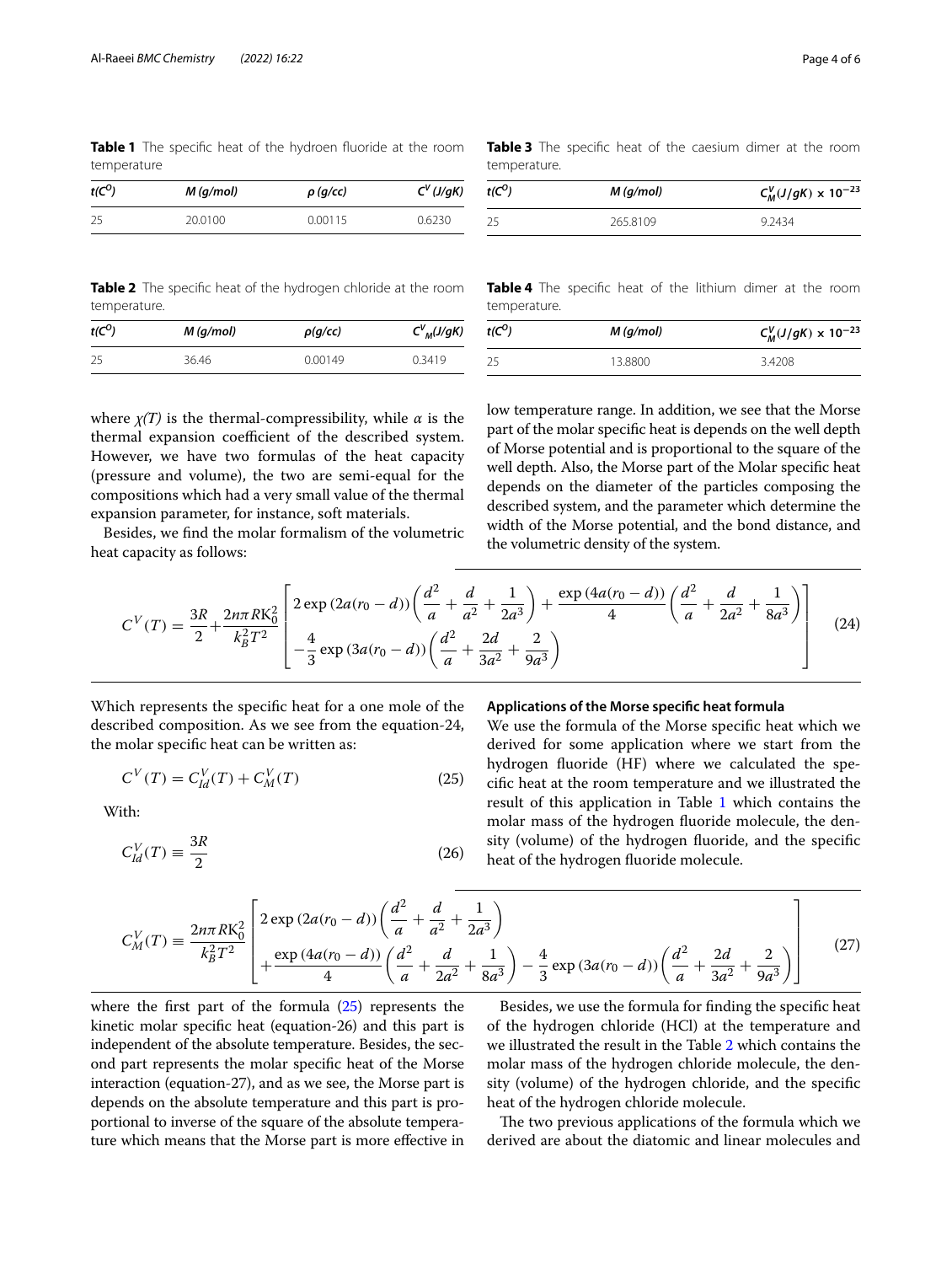**Table 1** The specific heat of the hydroen fluoride at the room temperature

| $t(C^O)$ | $M$ (g/mol) | $\rho$ (g/cc) | $C^V$ (J/gK) |
|---|---|---|---|
| 25 | 20.0100 | 0.00115 | 0.6230 |

**Table 2** The specific heat of the hydrogen chloride at the room temperature.

| $t(C^O)$ | $M$ (g/mol) | $\rho$(g/cc) | $C^V{}_M$(J/gK) |
|---|---|---|---|
| 25 | 36.46 | 0.00149 | 0.3419 |

**Table 3** The specific heat of the caesium dimer at the room temperature.

| $t(C^O)$ | $M$ (g/mol) | $C_M^V(J/gK) \times 10^{-23}$ |
|---|---|---|
| 25 | 265.8109 | 9.2434 |

**Table 4** The specific heat of the lithium dimer at the room temperature.

| $t(C^O)$ | $M$ (g/mol) | $C_M^V(J/gK) \times 10^{-23}$ |
|---|---|---|
| 25 | 13.8800 | 3.4208 |

where $\chi(T)$ is the thermal-compressibility, while $\alpha$ is the thermal expansion coefficient of the described system. However, we have two formulas of the heat capacity (pressure and volume), the two are semi-equal for the compositions which had a very small value of the thermal expansion parameter, for instance, soft materials.

Besides, we find the molar formalism of the volumetric heat capacity as follows:

$$C^V(T) = \frac{3R}{2} + \frac{2n\pi R K_0^2}{k_B^2 T^2}\left[\begin{array}{l} 2\exp\left(2a(r_0-d)\right)\left(\dfrac{d^2}{a}+\dfrac{d}{a^2}+\dfrac{1}{2a^3}\right)+\dfrac{\exp\left(4a(r_0-d)\right)}{4}\left(\dfrac{d^2}{a}+\dfrac{d}{2a^2}+\dfrac{1}{8a^3}\right) \\ -\dfrac{4}{3}\exp\left(3a(r_0-d)\right)\left(\dfrac{d^2}{a}+\dfrac{2d}{3a^2}+\dfrac{2}{9a^3}\right) \end{array}\right] \tag{24}$$

Which represents the specific heat for a one mole of the described composition. As we see from the equation-24, the molar specific heat can be written as:

$$C^V(T) = C^V_{Id}(T) + C^V_M(T) \tag{25}$$

With:

$$C^V_{Id}(T) \equiv \frac{3R}{2} \tag{26}$$

$$C^V_M(T) \equiv \frac{2n\pi R K_0^2}{k_B^2 T^2}\left[\begin{array}{l} 2\exp\left(2a(r_0-d)\right)\left(\dfrac{d^2}{a}+\dfrac{d}{a^2}+\dfrac{1}{2a^3}\right) \\ +\dfrac{\exp\left(4a(r_0-d)\right)}{4}\left(\dfrac{d^2}{a}+\dfrac{d}{2a^2}+\dfrac{1}{8a^3}\right)-\dfrac{4}{3}\exp\left(3a(r_0-d)\right)\left(\dfrac{d^2}{a}+\dfrac{2d}{3a^2}+\dfrac{2}{9a^3}\right) \end{array}\right] \tag{27}$$

where the first part of the formula (25) represents the kinetic molar specific heat (equation-26) and this part is independent of the absolute temperature. Besides, the second part represents the molar specific heat of the Morse interaction (equation-27), and as we see, the Morse part is depends on the absolute temperature and this part is proportional to inverse of the square of the absolute temperature which means that the Morse part is more effective in low temperature range. In addition, we see that the Morse part of the molar specific heat is depends on the well depth of Morse potential and is proportional to the square of the well depth. Also, the Morse part of the Molar specific heat depends on the diameter of the particles composing the described system, and the parameter which determine the width of the Morse potential, and the bond distance, and the volumetric density of the system.

### Applications of the Morse specific heat formula

We use the formula of the Morse specific heat which we derived for some application where we start from the hydrogen fluoride (HF) where we calculated the specific heat at the room temperature and we illustrated the result of this application in Table 1 which contains the molar mass of the hydrogen fluoride molecule, the density (volume) of the hydrogen fluoride, and the specific heat of the hydrogen fluoride molecule.

Besides, we use the formula for finding the specific heat of the hydrogen chloride (HCl) at the temperature and we illustrated the result in the Table 2 which contains the molar mass of the hydrogen chloride molecule, the density (volume) of the hydrogen chloride, and the specific heat of the hydrogen chloride molecule.

The two previous applications of the formula which we derived are about the diatomic and linear molecules and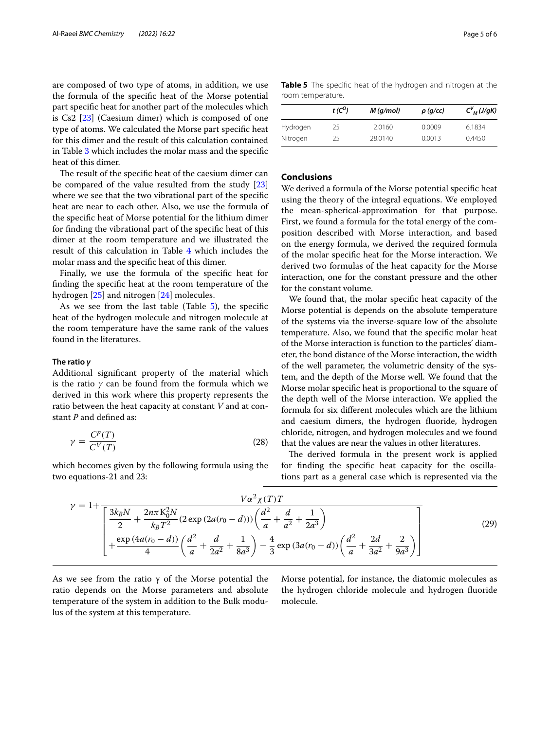are composed of two type of atoms, in addition, we use the formula of the specific heat of the Morse potential part specific heat for another part of the molecules which is Cs2 [23] (Caesium dimer) which is composed of one type of atoms. We calculated the Morse part specific heat for this dimer and the result of this calculation contained in Table 3 which includes the molar mass and the specific heat of this dimer.

The result of the specific heat of the caesium dimer can be compared of the value resulted from the study [23] where we see that the two vibrational part of the specific heat are near to each other. Also, we use the formula of the specific heat of Morse potential for the lithium dimer for finding the vibrational part of the specific heat of this dimer at the room temperature and we illustrated the result of this calculation in Table 4 which includes the molar mass and the specific heat of this dimer.

Finally, we use the formula of the specific heat for finding the specific heat at the room temperature of the hydrogen [25] and nitrogen [24] molecules.

As we see from the last table (Table 5), the specific heat of the hydrogen molecule and nitrogen molecule at the room temperature have the same rank of the values found in the literatures.

**Table 5** The specific heat of the hydrogen and nitrogen at the room temperature.

| | $t\,(C^O)$ | $M$ (g/mol) | $\rho$ (g/cc) | $C^V_M$ (J/gK) |
|---|---|---|---|---|
| Hydrogen | 25 | 2.0160 | 0.0009 | 6.1834 |
| Nitrogen | 25 | 28.0140 | 0.0013 | 0.4450 |

#### The ratio $\gamma$

Additional significant property of the material which is the ratio $\gamma$ can be found from the formula which we derived in this work where this property represents the ratio between the heat capacity at constant $V$ and at constant $P$ and defined as:

$$\gamma = \frac{C^P(T)}{C^V(T)} \tag{28}$$

which becomes given by the following formula using the two equations-21 and 23:

$$\gamma = 1 + \frac{V\alpha^2\chi(T)T}{\left[\begin{array}{l}\dfrac{3k_BN}{2} + \dfrac{2n\pi K_0^2N}{k_BT^2}(2\exp(2a(r_0-d)))\left(\dfrac{d^2}{a} + \dfrac{d}{a^2} + \dfrac{1}{2a^3}\right)\\ + \dfrac{\exp(4a(r_0-d))}{4}\left(\dfrac{d^2}{a} + \dfrac{d}{2a^2} + \dfrac{1}{8a^3}\right) - \dfrac{4}{3}\exp(3a(r_0-d))\left(\dfrac{d^2}{a} + \dfrac{2d}{3a^2} + \dfrac{2}{9a^3}\right)\end{array}\right]} \tag{29}$$

As we see from the ratio γ of the Morse potential the ratio depends on the Morse parameters and absolute temperature of the system in addition to the Bulk modulus of the system at this temperature.

## Conclusions

We derived a formula of the Morse potential specific heat using the theory of the integral equations. We employed the mean-spherical-approximation for that purpose. First, we found a formula for the total energy of the composition described with Morse interaction, and based on the energy formula, we derived the required formula of the molar specific heat for the Morse interaction. We derived two formulas of the heat capacity for the Morse interaction, one for the constant pressure and the other for the constant volume.

We found that, the molar specific heat capacity of the Morse potential is depends on the absolute temperature of the systems via the inverse-square low of the absolute temperature. Also, we found that the specific molar heat of the Morse interaction is function to the particles' diameter, the bond distance of the Morse interaction, the width of the well parameter, the volumetric density of the system, and the depth of the Morse well. We found that the Morse molar specific heat is proportional to the square of the depth well of the Morse interaction. We applied the formula for six different molecules which are the lithium and caesium dimers, the hydrogen fluoride, hydrogen chloride, nitrogen, and hydrogen molecules and we found that the values are near the values in other literatures.

The derived formula in the present work is applied for finding the specific heat capacity for the oscillations part as a general case which is represented via the Morse potential, for instance, the diatomic molecules as the hydrogen chloride molecule and hydrogen fluoride molecule.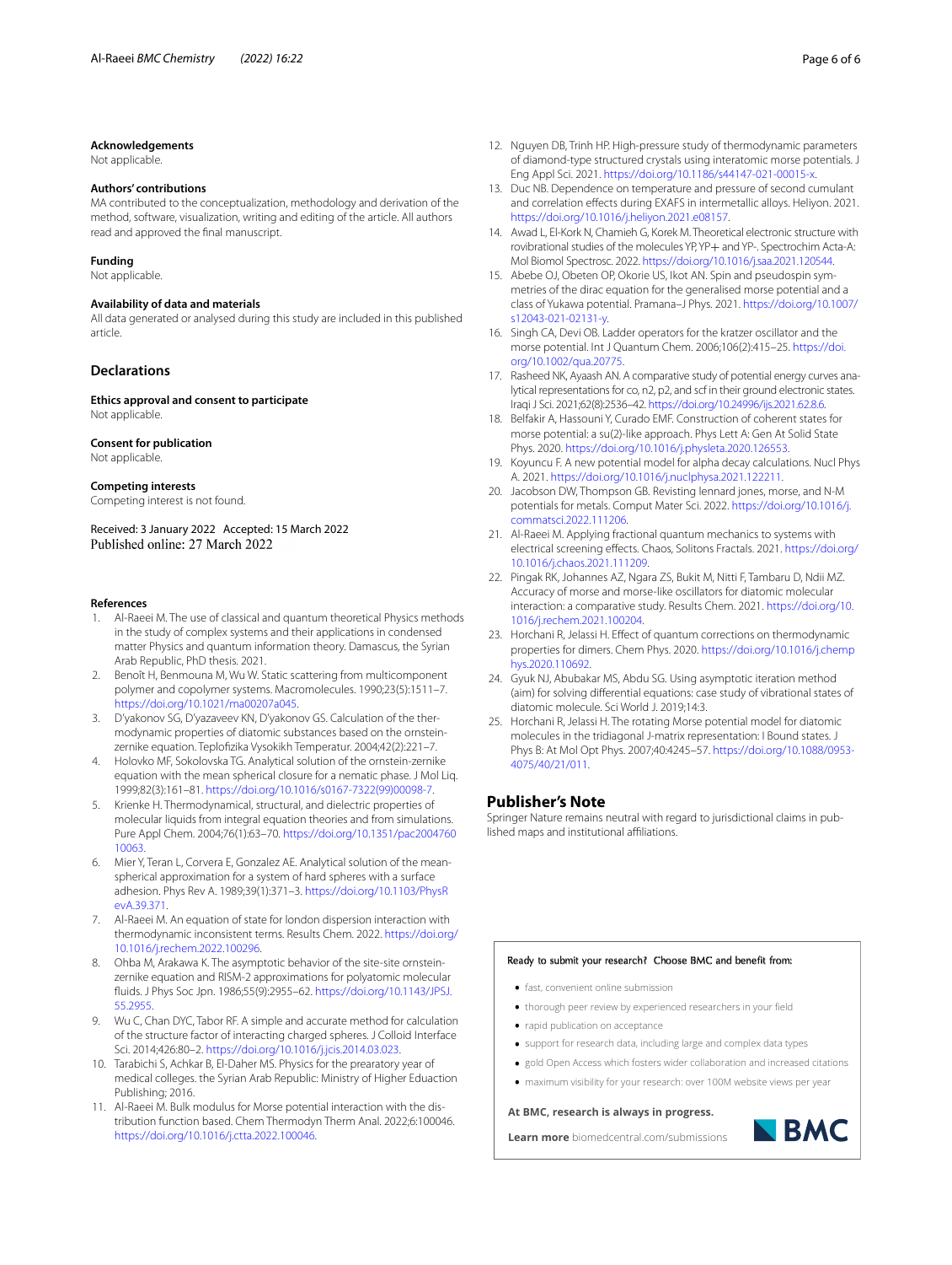### Acknowledgements

Not applicable.

### Authors' contributions

MA contributed to the conceptualization, methodology and derivation of the method, software, visualization, writing and editing of the article. All authors read and approved the final manuscript.

### Funding

Not applicable.

### Availability of data and materials

All data generated or analysed during this study are included in this published article.

## Declarations

### Ethics approval and consent to participate

Not applicable.

### Consent for publication

Not applicable.

### Competing interests

Competing interest is not found.

Received: 3 January 2022 Accepted: 15 March 2022
Published online: 27 March 2022

### References

1. Al-Raeei M. The use of classical and quantum theoretical Physics methods in the study of complex systems and their applications in condensed matter Physics and quantum information theory. Damascus, the Syrian Arab Republic, PhD thesis. 2021.
2. Benoît H, Benmouna M, Wu W. Static scattering from multicomponent polymer and copolymer systems. Macromolecules. 1990;23(5):1511–7. https://doi.org/10.1021/ma00207a045.
3. D'yakonov SG, D'yazaveev KN, D'yakonov GS. Calculation of the thermodynamic properties of diatomic substances based on the ornstein-zernike equation. Teplofizika Vysokikh Temperatur. 2004;42(2):221–7.
4. Holovko MF, Sokolovska TG. Analytical solution of the ornstein-zernike equation with the mean spherical closure for a nematic phase. J Mol Liq. 1999;82(3):161–81. https://doi.org/10.1016/s0167-7322(99)00098-7.
5. Krienke H. Thermodynamical, structural, and dielectric properties of molecular liquids from integral equation theories and from simulations. Pure Appl Chem. 2004;76(1):63–70. https://doi.org/10.1351/pac200476010063.
6. Mier Y, Teran L, Corvera E, Gonzalez AE. Analytical solution of the mean-spherical approximation for a system of hard spheres with a surface adhesion. Phys Rev A. 1989;39(1):371–3. https://doi.org/10.1103/PhysRevA.39.371.
7. Al-Raeei M. An equation of state for london dispersion interaction with thermodynamic inconsistent terms. Results Chem. 2022. https://doi.org/10.1016/j.rechem.2022.100296.
8. Ohba M, Arakawa K. The asymptotic behavior of the site-site ornstein-zernike equation and RISM-2 approximations for polyatomic molecular fluids. J Phys Soc Jpn. 1986;55(9):2955–62. https://doi.org/10.1143/JPSJ.55.2955.
9. Wu C, Chan DYC, Tabor RF. A simple and accurate method for calculation of the structure factor of interacting charged spheres. J Colloid Interface Sci. 2014;426:80–2. https://doi.org/10.1016/j.jcis.2014.03.023.
10. Tarabichi S, Achkar B, El-Daher MS. Physics for the prearatory year of medical colleges. the Syrian Arab Republic: Ministry of Higher Eduaction Publishing; 2016.
11. Al-Raeei M. Bulk modulus for Morse potential interaction with the distribution function based. Chem Thermodyn Therm Anal. 2022;6:100046. https://doi.org/10.1016/j.ctta.2022.100046.
12. Nguyen DB, Trinh HP. High-pressure study of thermodynamic parameters of diamond-type structured crystals using interatomic morse potentials. J Eng Appl Sci. 2021. https://doi.org/10.1186/s44147-021-00015-x.
13. Duc NB. Dependence on temperature and pressure of second cumulant and correlation effects during EXAFS in intermetallic alloys. Heliyon. 2021. https://doi.org/10.1016/j.heliyon.2021.e08157.
14. Awad L, El-Kork N, Chamieh G, Korek M. Theoretical electronic structure with rovibrational studies of the molecules YP, YP+ and YP-. Spectrochim Acta-A: Mol Biomol Spectrosc. 2022. https://doi.org/10.1016/j.saa.2021.120544.
15. Abebe OJ, Obeten OP, Okorie US, Ikot AN. Spin and pseudospin symmetries of the dirac equation for the generalised morse potential and a class of Yukawa potential. Pramana–J Phys. 2021. https://doi.org/10.1007/s12043-021-02131-y.
16. Singh CA, Devi OB. Ladder operators for the kratzer oscillator and the morse potential. Int J Quantum Chem. 2006;106(2):415–25. https://doi.org/10.1002/qua.20775.
17. Rasheed NK, Ayaash AN. A comparative study of potential energy curves analytical representations for co, n2, p2, and scf in their ground electronic states. Iraqi J Sci. 2021;62(8):2536–42. https://doi.org/10.24996/ijs.2021.62.8.6.
18. Belfakir A, Hassouni Y, Curado EMF. Construction of coherent states for morse potential: a su(2)-like approach. Phys Lett A: Gen At Solid State Phys. 2020. https://doi.org/10.1016/j.physleta.2020.126553.
19. Koyuncu F. A new potential model for alpha decay calculations. Nucl Phys A. 2021. https://doi.org/10.1016/j.nuclphysa.2021.122211.
20. Jacobson DW, Thompson GB. Revisting lennard jones, morse, and N-M potentials for metals. Comput Mater Sci. 2022. https://doi.org/10.1016/j.commatsci.2022.111206.
21. Al-Raeei M. Applying fractional quantum mechanics to systems with electrical screening effects. Chaos, Solitons Fractals. 2021. https://doi.org/10.1016/j.chaos.2021.111209.
22. Pingak RK, Johannes AZ, Ngara ZS, Bukit M, Nitti F, Tambaru D, Ndii MZ. Accuracy of morse and morse-like oscillators for diatomic molecular interaction: a comparative study. Results Chem. 2021. https://doi.org/10.1016/j.rechem.2021.100204.
23. Horchani R, Jelassi H. Effect of quantum corrections on thermodynamic properties for dimers. Chem Phys. 2020. https://doi.org/10.1016/j.chemphys.2020.110692.
24. Gyuk NJ, Abubakar MS, Abdu SG. Using asymptotic iteration method (aim) for solving differential equations: case study of vibrational states of diatomic molecule. Sci World J. 2019;14:3.
25. Horchani R, Jelassi H. The rotating Morse potential model for diatomic molecules in the tridiagonal J-matrix representation: I Bound states. J Phys B: At Mol Opt Phys. 2007;40:4245–57. https://doi.org/10.1088/0953-4075/40/21/011.

## Publisher's Note

Springer Nature remains neutral with regard to jurisdictional claims in published maps and institutional affiliations.

Ready to submit your research? Choose BMC and benefit from:

- fast, convenient online submission
- thorough peer review by experienced researchers in your field
- rapid publication on acceptance
- support for research data, including large and complex data types
- gold Open Access which fosters wider collaboration and increased citations
- maximum visibility for your research: over 100M website views per year

**At BMC, research is always in progress.**

**Learn more** biomedcentral.com/submissions